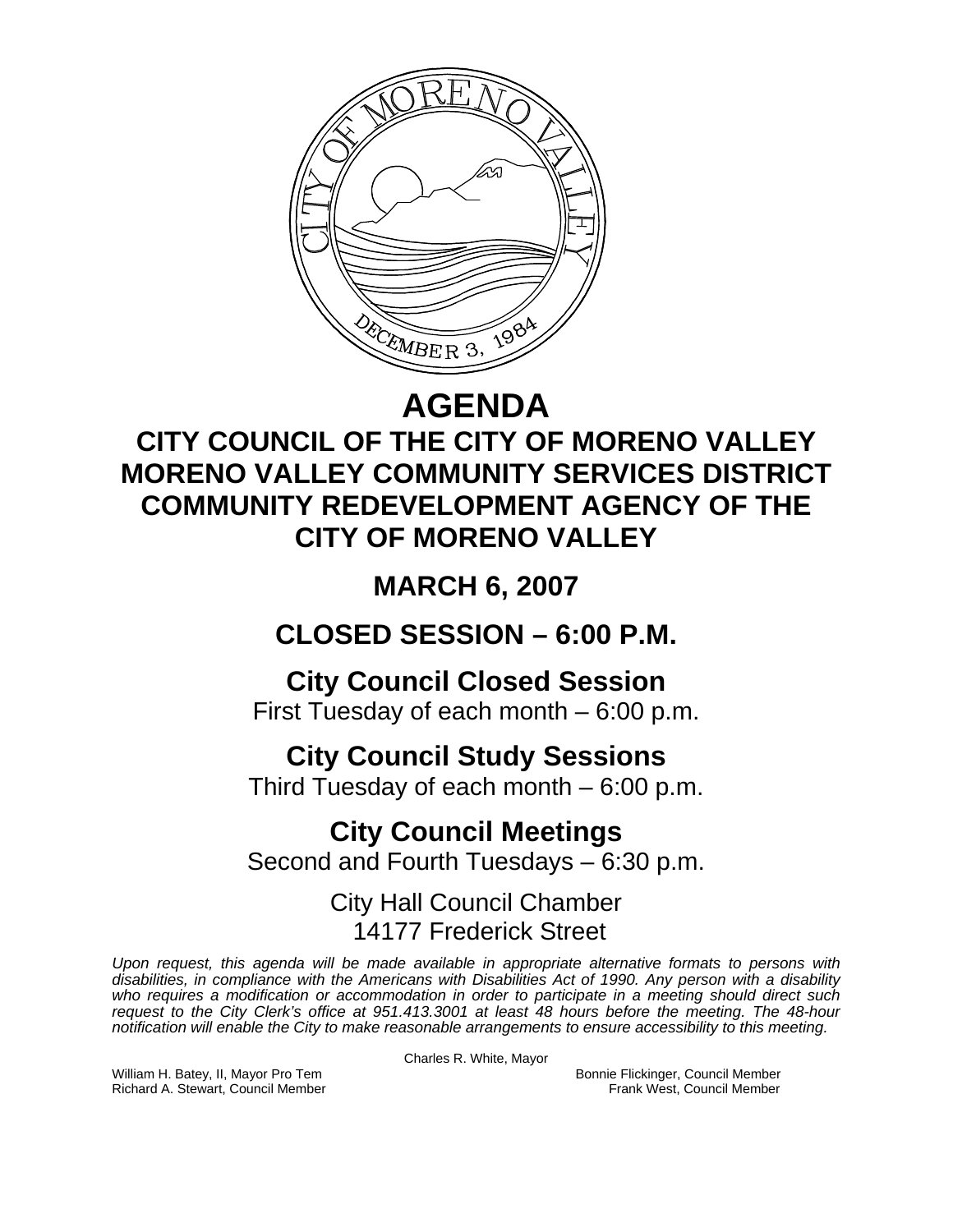# AGENDA

## CITY COUNCIL OF THE CITY OF MORENO VALLEY MORENO VALLEY COMMUNITY SERVICES DISTRICT COMMUNITY REDEVELOPMENT AGENCY OF THE CITY OF MORENO VALLEY

## MARCH 6, 2007

## CLOSED SESSION – 6:00 P.M.

### City Council Closed Session

First Tuesday of each month – 6:00 p.m.

### City Council Study Sessions

Third Tuesday of each month – 6:00 p.m.

### City Council Meetings

Second and Fourth Tuesdays – 6:30 p.m.

City Hall Council Chamber
14177 Frederick Street

*Upon request, this agenda will be made available in appropriate alternative formats to persons with disabilities, in compliance with the Americans with Disabilities Act of 1990. Any person with a disability who requires a modification or accommodation in order to participate in a meeting should direct such request to the City Clerk's office at 951.413.3001 at least 48 hours before the meeting. The 48-hour notification will enable the City to make reasonable arrangements to ensure accessibility to this meeting.*

Charles R. White, Mayor

William H. Batey, II, Mayor Pro Tem
Richard A. Stewart, Council Member
Bonnie Flickinger, Council Member
Frank West, Council Member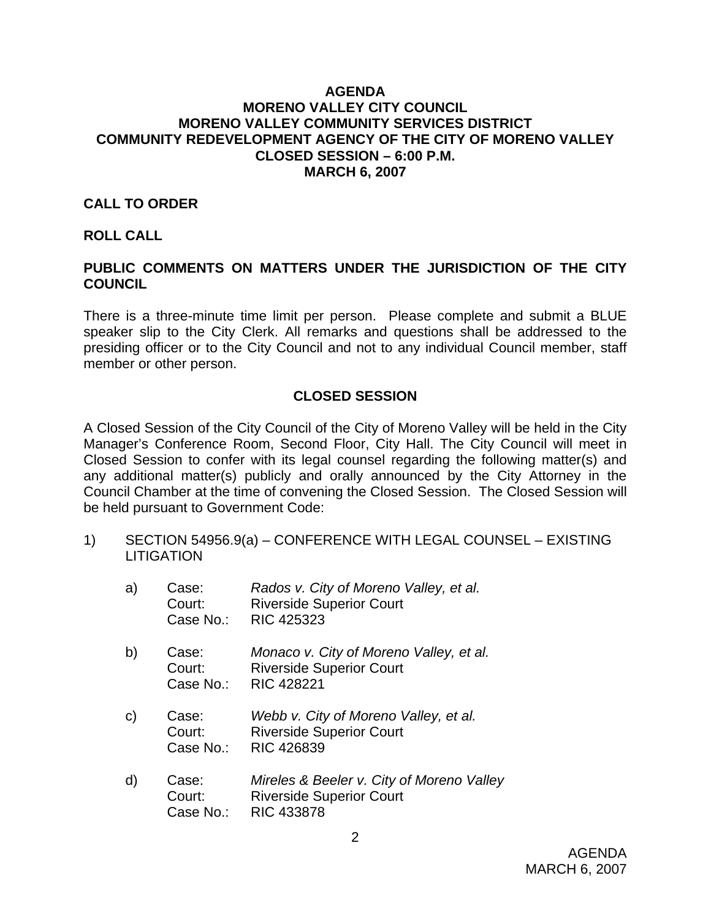**AGENDA**
**MORENO VALLEY CITY COUNCIL**
**MORENO VALLEY COMMUNITY SERVICES DISTRICT**
**COMMUNITY REDEVELOPMENT AGENCY OF THE CITY OF MORENO VALLEY**
**CLOSED SESSION – 6:00 P.M.**
**MARCH 6, 2007**

**CALL TO ORDER**

**ROLL CALL**

**PUBLIC COMMENTS ON MATTERS UNDER THE JURISDICTION OF THE CITY COUNCIL**

There is a three-minute time limit per person. Please complete and submit a BLUE speaker slip to the City Clerk. All remarks and questions shall be addressed to the presiding officer or to the City Council and not to any individual Council member, staff member or other person.

**CLOSED SESSION**

A Closed Session of the City Council of the City of Moreno Valley will be held in the City Manager's Conference Room, Second Floor, City Hall. The City Council will meet in Closed Session to confer with its legal counsel regarding the following matter(s) and any additional matter(s) publicly and orally announced by the City Attorney in the Council Chamber at the time of convening the Closed Session. The Closed Session will be held pursuant to Government Code:

1) SECTION 54956.9(a) – CONFERENCE WITH LEGAL COUNSEL – EXISTING LITIGATION

   a) Case: *Rados v. City of Moreno Valley, et al.*
      Court: Riverside Superior Court
      Case No.: RIC 425323

   b) Case: *Monaco v. City of Moreno Valley, et al.*
      Court: Riverside Superior Court
      Case No.: RIC 428221

   c) Case: *Webb v. City of Moreno Valley, et al.*
      Court: Riverside Superior Court
      Case No.: RIC 426839

   d) Case: *Mireles & Beeler v. City of Moreno Valley*
      Court: Riverside Superior Court
      Case No.: RIC 433878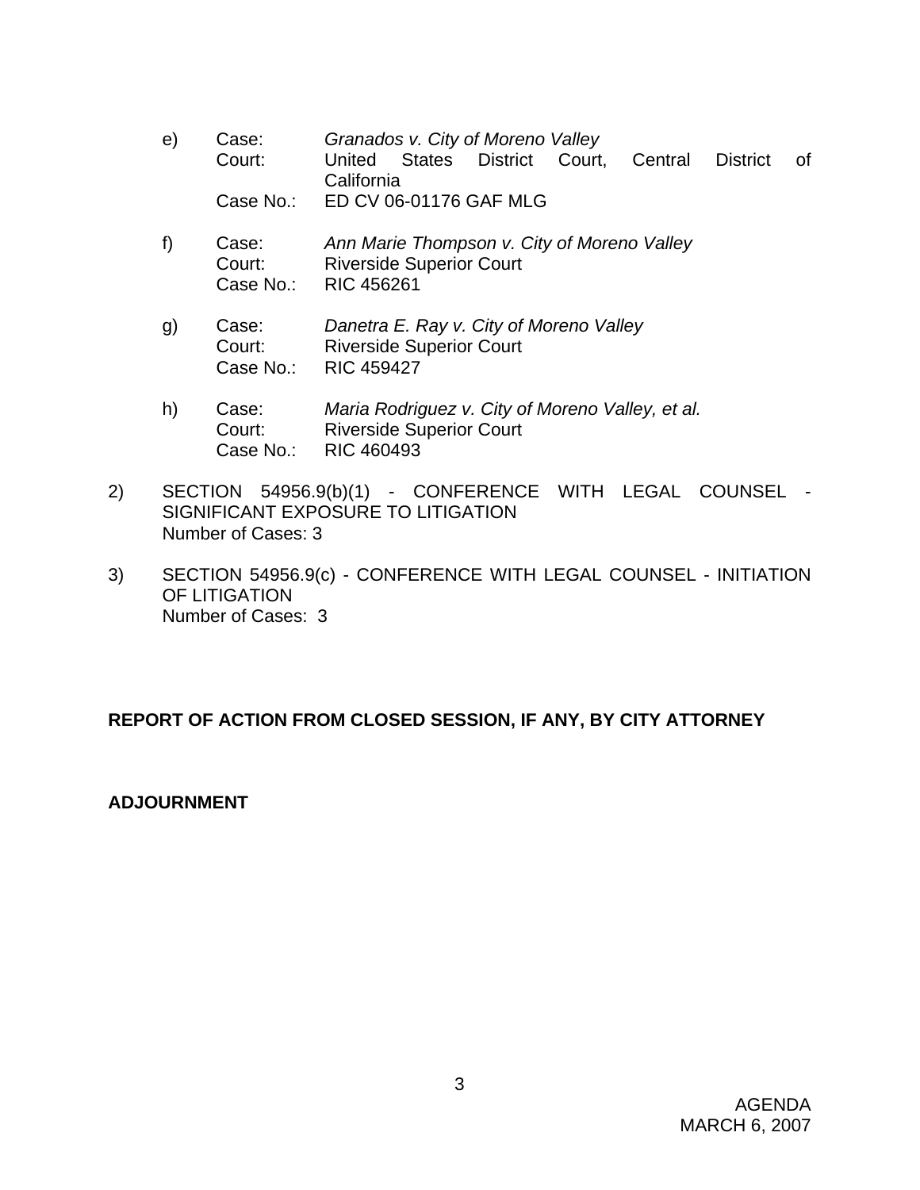e) Case: *Granados v. City of Moreno Valley*
   Court: United States District Court, Central District of California
   Case No.: ED CV 06-01176 GAF MLG

f) Case: *Ann Marie Thompson v. City of Moreno Valley*
   Court: Riverside Superior Court
   Case No.: RIC 456261

g) Case: *Danetra E. Ray v. City of Moreno Valley*
   Court: Riverside Superior Court
   Case No.: RIC 459427

h) Case: *Maria Rodriguez v. City of Moreno Valley, et al.*
   Court: Riverside Superior Court
   Case No.: RIC 460493

2) SECTION 54956.9(b)(1) - CONFERENCE WITH LEGAL COUNSEL - SIGNIFICANT EXPOSURE TO LITIGATION
   Number of Cases: 3

3) SECTION 54956.9(c) - CONFERENCE WITH LEGAL COUNSEL - INITIATION OF LITIGATION
   Number of Cases: 3

**REPORT OF ACTION FROM CLOSED SESSION, IF ANY, BY CITY ATTORNEY**

**ADJOURNMENT**